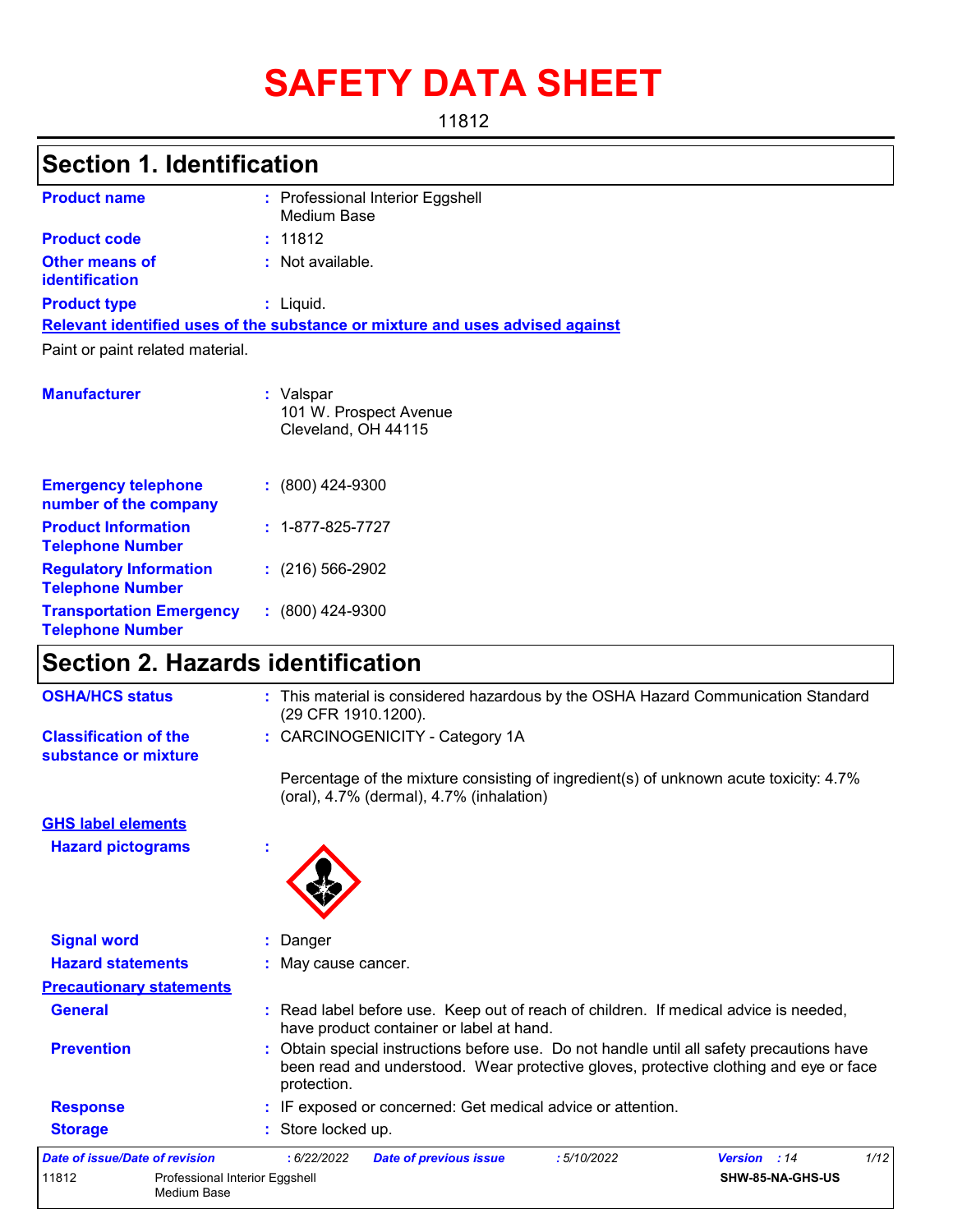# SAFETY DATA SHEET

11812

## Section 1. Identification

| | |
|---|---|
| **Product name** | : Professional Interior Eggshell Medium Base |
| **Product code** | : 11812 |
| **Other means of identification** | : Not available. |
| **Product type** | : Liquid. |

**Relevant identified uses of the substance or mixture and uses advised against**

Paint or paint related material.

| | |
|---|---|
| **Manufacturer** | : Valspar<br>101 W. Prospect Avenue<br>Cleveland, OH 44115 |
| **Emergency telephone number of the company** | : (800) 424-9300 |
| **Product Information Telephone Number** | : 1-877-825-7727 |
| **Regulatory Information Telephone Number** | : (216) 566-2902 |
| **Transportation Emergency Telephone Number** | : (800) 424-9300 |

## Section 2. Hazards identification

| | |
|---|---|
| **OSHA/HCS status** | : This material is considered hazardous by the OSHA Hazard Communication Standard (29 CFR 1910.1200). |
| **Classification of the substance or mixture** | : CARCINOGENICITY - Category 1A |

Percentage of the mixture consisting of ingredient(s) of unknown acute toxicity: 4.7% (oral), 4.7% (dermal), 4.7% (inhalation)

**GHS label elements**

**Hazard pictograms** :

| | |
|---|---|
| **Signal word** | : Danger |
| **Hazard statements** | : May cause cancer. |

**Precautionary statements**

| | |
|---|---|
| **General** | : Read label before use. Keep out of reach of children. If medical advice is needed, have product container or label at hand. |
| **Prevention** | : Obtain special instructions before use. Do not handle until all safety precautions have been read and understood. Wear protective gloves, protective clothing and eye or face protection. |
| **Response** | : IF exposed or concerned: Get medical advice or attention. |
| **Storage** | : Store locked up. |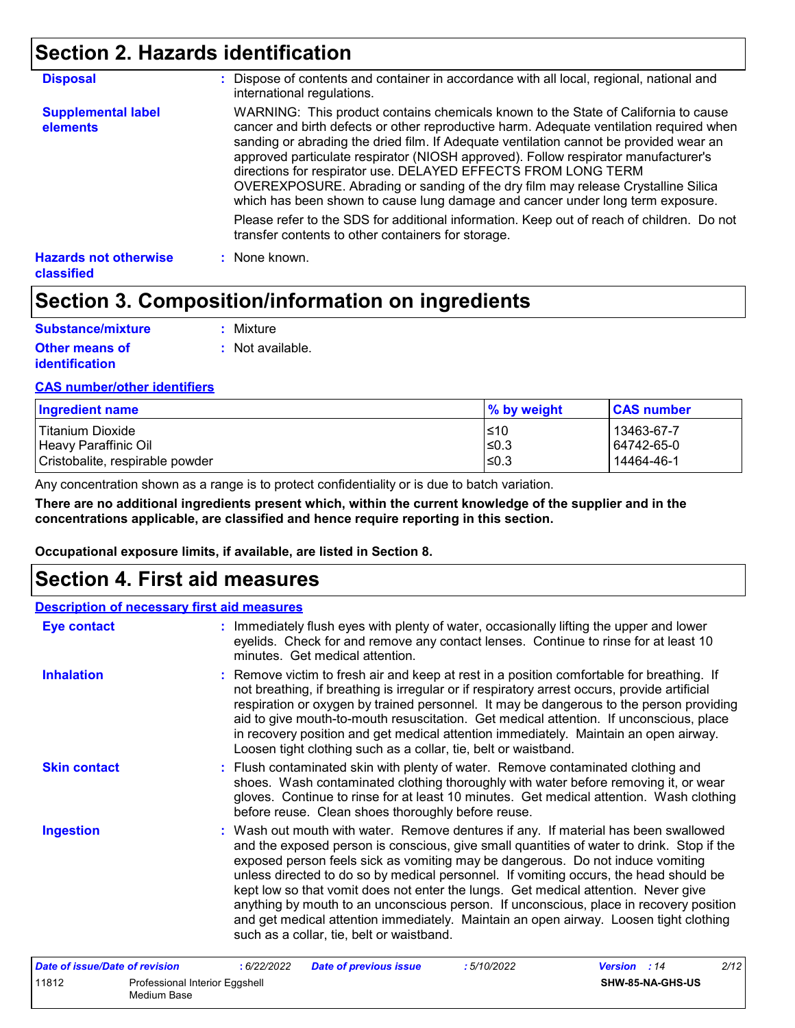# Section 2. Hazards identification

**Disposal** : Dispose of contents and container in accordance with all local, regional, national and international regulations.

**Supplemental label elements**

WARNING: This product contains chemicals known to the State of California to cause cancer and birth defects or other reproductive harm. Adequate ventilation required when sanding or abrading the dried film. If Adequate ventilation cannot be provided wear an approved particulate respirator (NIOSH approved). Follow respirator manufacturer's directions for respirator use. DELAYED EFFECTS FROM LONG TERM OVEREXPOSURE. Abrading or sanding of the dry film may release Crystalline Silica which has been shown to cause lung damage and cancer under long term exposure.

Please refer to the SDS for additional information. Keep out of reach of children. Do not transfer contents to other containers for storage.

**Hazards not otherwise classified** : None known.

# Section 3. Composition/information on ingredients

**Substance/mixture** : Mixture

**Other means of identification** : Not available.

**CAS number/other identifiers**

| Ingredient name | % by weight | CAS number |
|---|---|---|
| Titanium Dioxide | ≤10 | 13463-67-7 |
| Heavy Paraffinic Oil | ≤0.3 | 64742-65-0 |
| Cristobalite, respirable powder | ≤0.3 | 14464-46-1 |

Any concentration shown as a range is to protect confidentiality or is due to batch variation.

**There are no additional ingredients present which, within the current knowledge of the supplier and in the concentrations applicable, are classified and hence require reporting in this section.**

**Occupational exposure limits, if available, are listed in Section 8.**

# Section 4. First aid measures

**Description of necessary first aid measures**

**Eye contact** : Immediately flush eyes with plenty of water, occasionally lifting the upper and lower eyelids. Check for and remove any contact lenses. Continue to rinse for at least 10 minutes. Get medical attention.

**Inhalation** : Remove victim to fresh air and keep at rest in a position comfortable for breathing. If not breathing, if breathing is irregular or if respiratory arrest occurs, provide artificial respiration or oxygen by trained personnel. It may be dangerous to the person providing aid to give mouth-to-mouth resuscitation. Get medical attention. If unconscious, place in recovery position and get medical attention immediately. Maintain an open airway. Loosen tight clothing such as a collar, tie, belt or waistband.

**Skin contact** : Flush contaminated skin with plenty of water. Remove contaminated clothing and shoes. Wash contaminated clothing thoroughly with water before removing it, or wear gloves. Continue to rinse for at least 10 minutes. Get medical attention. Wash clothing before reuse. Clean shoes thoroughly before reuse.

**Ingestion** : Wash out mouth with water. Remove dentures if any. If material has been swallowed and the exposed person is conscious, give small quantities of water to drink. Stop if the exposed person feels sick as vomiting may be dangerous. Do not induce vomiting unless directed to do so by medical personnel. If vomiting occurs, the head should be kept low so that vomit does not enter the lungs. Get medical attention. Never give anything by mouth to an unconscious person. If unconscious, place in recovery position and get medical attention immediately. Maintain an open airway. Loosen tight clothing such as a collar, tie, belt or waistband.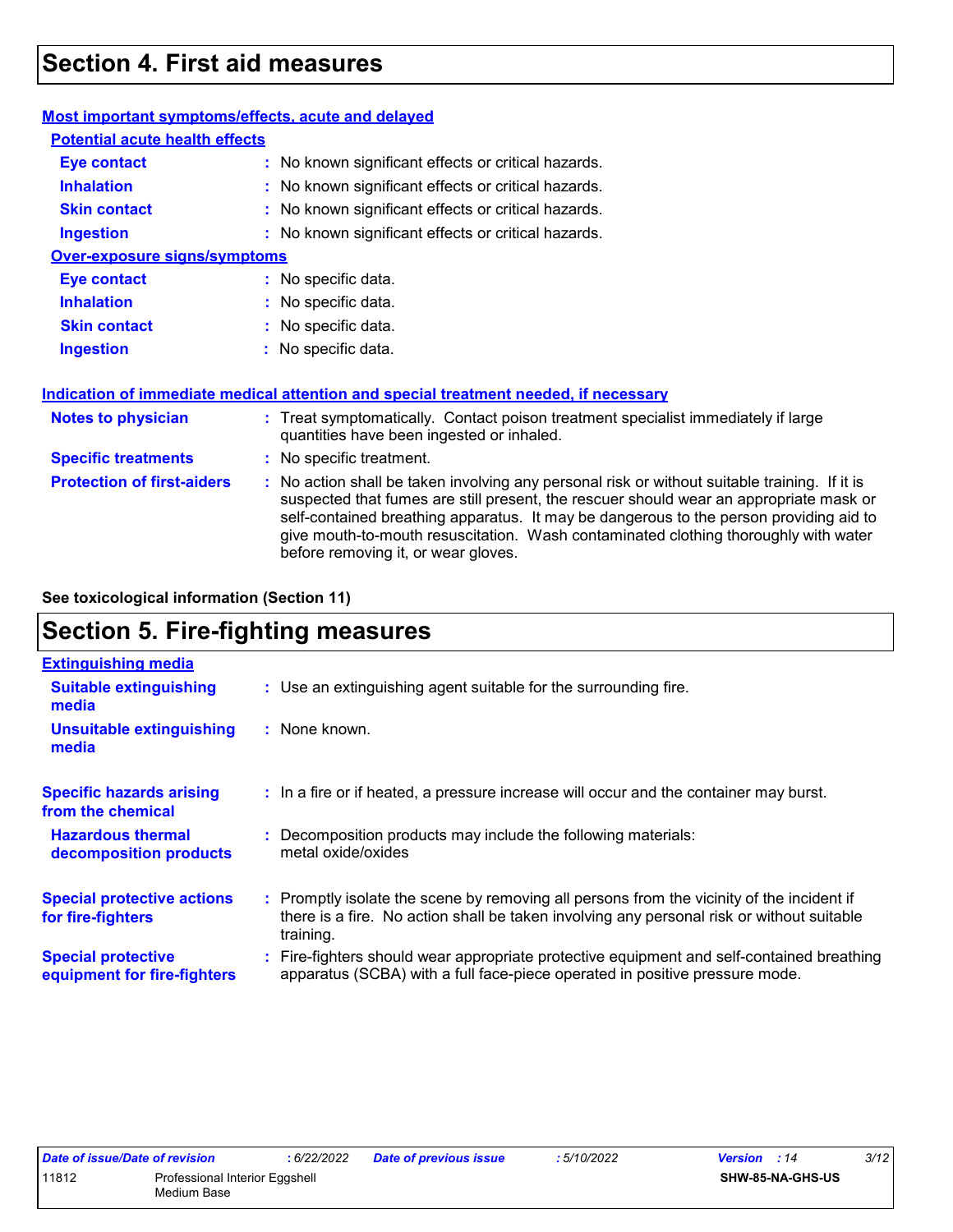## Section 4. First aid measures

### Most important symptoms/effects, acute and delayed

**Potential acute health effects**

| | |
|---|---|
| **Eye contact** | : No known significant effects or critical hazards. |
| **Inhalation** | : No known significant effects or critical hazards. |
| **Skin contact** | : No known significant effects or critical hazards. |
| **Ingestion** | : No known significant effects or critical hazards. |

**Over-exposure signs/symptoms**

| | |
|---|---|
| **Eye contact** | : No specific data. |
| **Inhalation** | : No specific data. |
| **Skin contact** | : No specific data. |
| **Ingestion** | : No specific data. |

### Indication of immediate medical attention and special treatment needed, if necessary

| | |
|---|---|
| **Notes to physician** | : Treat symptomatically. Contact poison treatment specialist immediately if large quantities have been ingested or inhaled. |
| **Specific treatments** | : No specific treatment. |
| **Protection of first-aiders** | : No action shall be taken involving any personal risk or without suitable training. If it is suspected that fumes are still present, the rescuer should wear an appropriate mask or self-contained breathing apparatus. It may be dangerous to the person providing aid to give mouth-to-mouth resuscitation. Wash contaminated clothing thoroughly with water before removing it, or wear gloves. |

**See toxicological information (Section 11)**

## Section 5. Fire-fighting measures

### Extinguishing media

| | |
|---|---|
| **Suitable extinguishing media** | : Use an extinguishing agent suitable for the surrounding fire. |
| **Unsuitable extinguishing media** | : None known. |

| | |
|---|---|
| **Specific hazards arising from the chemical** | : In a fire or if heated, a pressure increase will occur and the container may burst. |
| **Hazardous thermal decomposition products** | : Decomposition products may include the following materials: metal oxide/oxides |
| **Special protective actions for fire-fighters** | : Promptly isolate the scene by removing all persons from the vicinity of the incident if there is a fire. No action shall be taken involving any personal risk or without suitable training. |
| **Special protective equipment for fire-fighters** | : Fire-fighters should wear appropriate protective equipment and self-contained breathing apparatus (SCBA) with a full face-piece operated in positive pressure mode. |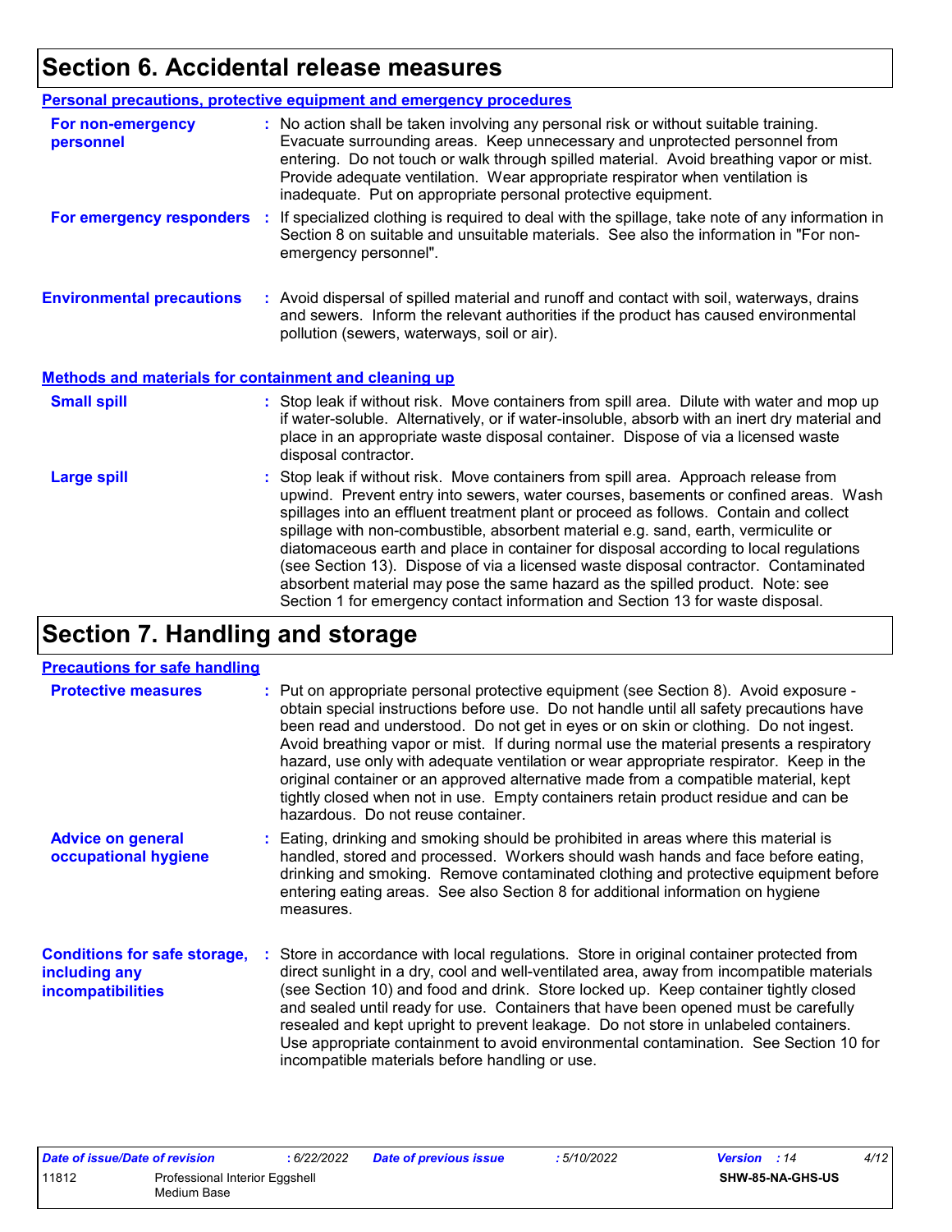# Section 6. Accidental release measures

## Personal precautions, protective equipment and emergency procedures

**For non-emergency personnel** : No action shall be taken involving any personal risk or without suitable training. Evacuate surrounding areas. Keep unnecessary and unprotected personnel from entering. Do not touch or walk through spilled material. Avoid breathing vapor or mist. Provide adequate ventilation. Wear appropriate respirator when ventilation is inadequate. Put on appropriate personal protective equipment.

**For emergency responders** : If specialized clothing is required to deal with the spillage, take note of any information in Section 8 on suitable and unsuitable materials. See also the information in "For non-emergency personnel".

**Environmental precautions** : Avoid dispersal of spilled material and runoff and contact with soil, waterways, drains and sewers. Inform the relevant authorities if the product has caused environmental pollution (sewers, waterways, soil or air).

## Methods and materials for containment and cleaning up

**Small spill** : Stop leak if without risk. Move containers from spill area. Dilute with water and mop up if water-soluble. Alternatively, or if water-insoluble, absorb with an inert dry material and place in an appropriate waste disposal container. Dispose of via a licensed waste disposal contractor.

**Large spill** : Stop leak if without risk. Move containers from spill area. Approach release from upwind. Prevent entry into sewers, water courses, basements or confined areas. Wash spillages into an effluent treatment plant or proceed as follows. Contain and collect spillage with non-combustible, absorbent material e.g. sand, earth, vermiculite or diatomaceous earth and place in container for disposal according to local regulations (see Section 13). Dispose of via a licensed waste disposal contractor. Contaminated absorbent material may pose the same hazard as the spilled product. Note: see Section 1 for emergency contact information and Section 13 for waste disposal.

# Section 7. Handling and storage

## Precautions for safe handling

**Protective measures** : Put on appropriate personal protective equipment (see Section 8). Avoid exposure - obtain special instructions before use. Do not handle until all safety precautions have been read and understood. Do not get in eyes or on skin or clothing. Do not ingest. Avoid breathing vapor or mist. If during normal use the material presents a respiratory hazard, use only with adequate ventilation or wear appropriate respirator. Keep in the original container or an approved alternative made from a compatible material, kept tightly closed when not in use. Empty containers retain product residue and can be hazardous. Do not reuse container.

**Advice on general occupational hygiene** : Eating, drinking and smoking should be prohibited in areas where this material is handled, stored and processed. Workers should wash hands and face before eating, drinking and smoking. Remove contaminated clothing and protective equipment before entering eating areas. See also Section 8 for additional information on hygiene measures.

**Conditions for safe storage, including any incompatibilities** : Store in accordance with local regulations. Store in original container protected from direct sunlight in a dry, cool and well-ventilated area, away from incompatible materials (see Section 10) and food and drink. Store locked up. Keep container tightly closed and sealed until ready for use. Containers that have been opened must be carefully resealed and kept upright to prevent leakage. Do not store in unlabeled containers. Use appropriate containment to avoid environmental contamination. See Section 10 for incompatible materials before handling or use.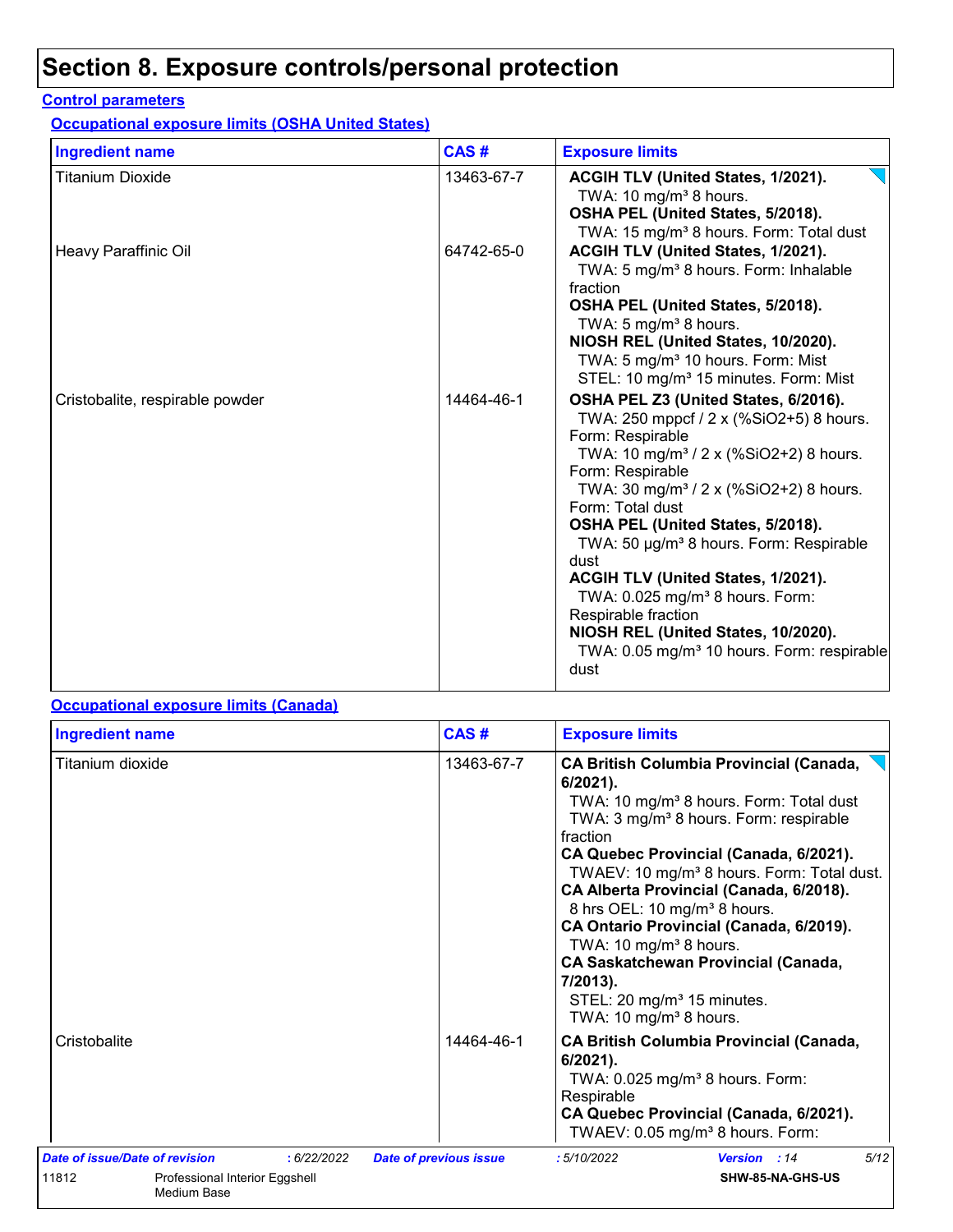# Section 8. Exposure controls/personal protection

## Control parameters

### Occupational exposure limits (OSHA United States)

| Ingredient name | CAS # | Exposure limits |
|---|---|---|
| Titanium Dioxide | 13463-67-7 | **ACGIH TLV (United States, 1/2021).**<br>TWA: 10 mg/m³ 8 hours.<br>**OSHA PEL (United States, 5/2018).**<br>TWA: 15 mg/m³ 8 hours. Form: Total dust |
| Heavy Paraffinic Oil | 64742-65-0 | **ACGIH TLV (United States, 1/2021).**<br>TWA: 5 mg/m³ 8 hours. Form: Inhalable fraction<br>**OSHA PEL (United States, 5/2018).**<br>TWA: 5 mg/m³ 8 hours.<br>**NIOSH REL (United States, 10/2020).**<br>TWA: 5 mg/m³ 10 hours. Form: Mist<br>STEL: 10 mg/m³ 15 minutes. Form: Mist |
| Cristobalite, respirable powder | 14464-46-1 | **OSHA PEL Z3 (United States, 6/2016).**<br>TWA: 250 mppcf / 2 x (%SiO2+5) 8 hours. Form: Respirable<br>TWA: 10 mg/m³ / 2 x (%SiO2+2) 8 hours. Form: Respirable<br>TWA: 30 mg/m³ / 2 x (%SiO2+2) 8 hours. Form: Total dust<br>**OSHA PEL (United States, 5/2018).**<br>TWA: 50 µg/m³ 8 hours. Form: Respirable dust<br>**ACGIH TLV (United States, 1/2021).**<br>TWA: 0.025 mg/m³ 8 hours. Form: Respirable fraction<br>**NIOSH REL (United States, 10/2020).**<br>TWA: 0.05 mg/m³ 10 hours. Form: respirable dust |

### Occupational exposure limits (Canada)

| Ingredient name | CAS # | Exposure limits |
|---|---|---|
| Titanium dioxide | 13463-67-7 | **CA British Columbia Provincial (Canada, 6/2021).**<br>TWA: 10 mg/m³ 8 hours. Form: Total dust<br>TWA: 3 mg/m³ 8 hours. Form: respirable fraction<br>**CA Quebec Provincial (Canada, 6/2021).**<br>TWAEV: 10 mg/m³ 8 hours. Form: Total dust.<br>**CA Alberta Provincial (Canada, 6/2018).**<br>8 hrs OEL: 10 mg/m³ 8 hours.<br>**CA Ontario Provincial (Canada, 6/2019).**<br>TWA: 10 mg/m³ 8 hours.<br>**CA Saskatchewan Provincial (Canada, 7/2013).**<br>STEL: 20 mg/m³ 15 minutes.<br>TWA: 10 mg/m³ 8 hours. |
| Cristobalite | 14464-46-1 | **CA British Columbia Provincial (Canada, 6/2021).**<br>TWA: 0.025 mg/m³ 8 hours. Form: Respirable<br>**CA Quebec Provincial (Canada, 6/2021).**<br>TWAEV: 0.05 mg/m³ 8 hours. Form: |

*Date of issue/Date of revision* : 6/22/2022 *Date of previous issue* : 5/10/2022 *Version* : 14

11812 Professional Interior Eggshell Medium Base SHW-85-NA-GHS-US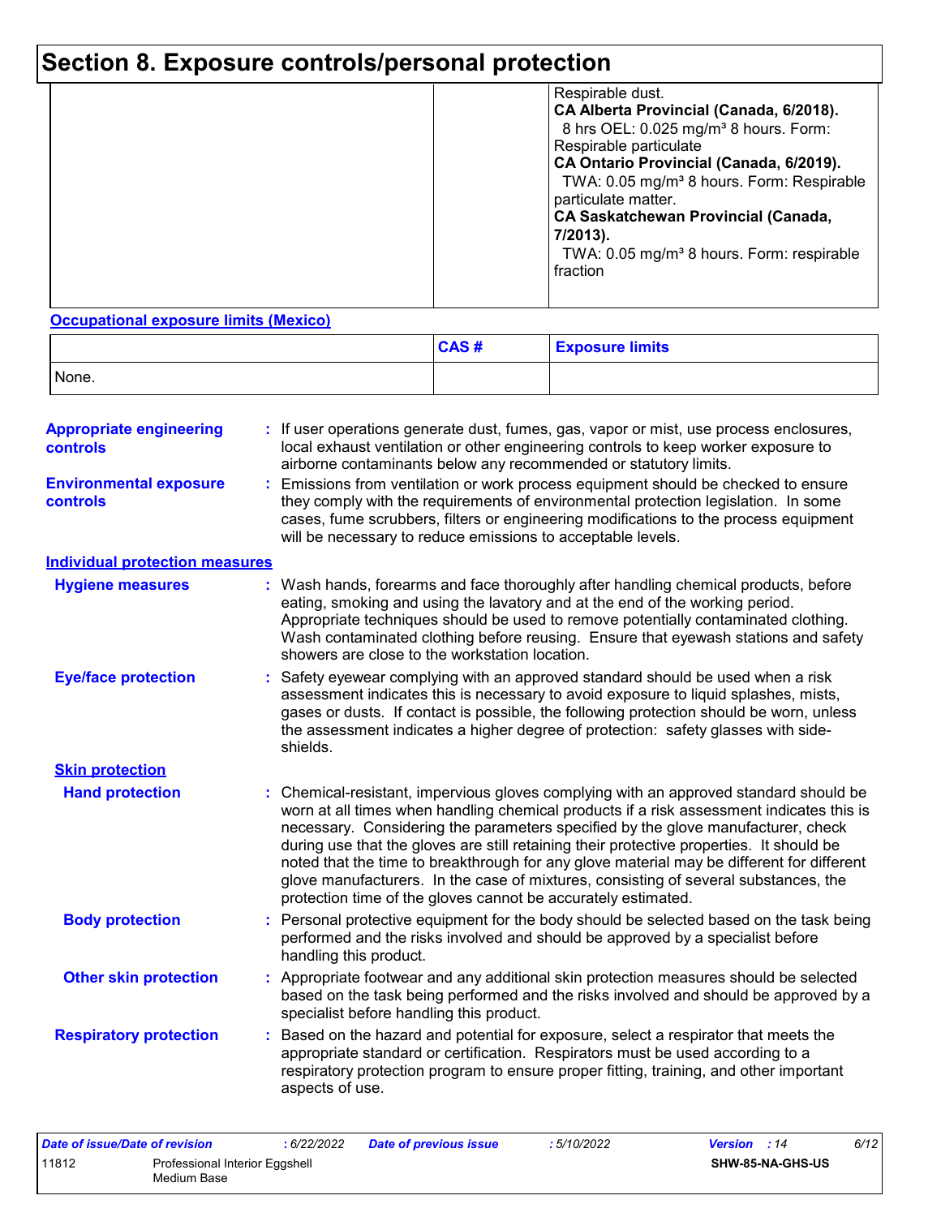# Section 8. Exposure controls/personal protection

| | | |
|---|---|---|
| | | Respirable dust.<br>**CA Alberta Provincial (Canada, 6/2018).**<br>8 hrs OEL: 0.025 mg/m³ 8 hours. Form: Respirable particulate<br>**CA Ontario Provincial (Canada, 6/2019).**<br>TWA: 0.05 mg/m³ 8 hours. Form: Respirable particulate matter.<br>**CA Saskatchewan Provincial (Canada, 7/2013).**<br>TWA: 0.05 mg/m³ 8 hours. Form: respirable fraction |

**Occupational exposure limits (Mexico)**

| | CAS # | Exposure limits |
|---|---|---|
| None. | | |

**Appropriate engineering controls** : If user operations generate dust, fumes, gas, vapor or mist, use process enclosures, local exhaust ventilation or other engineering controls to keep worker exposure to airborne contaminants below any recommended or statutory limits.

**Environmental exposure controls** : Emissions from ventilation or work process equipment should be checked to ensure they comply with the requirements of environmental protection legislation. In some cases, fume scrubbers, filters or engineering modifications to the process equipment will be necessary to reduce emissions to acceptable levels.

**Individual protection measures**

**Hygiene measures** : Wash hands, forearms and face thoroughly after handling chemical products, before eating, smoking and using the lavatory and at the end of the working period. Appropriate techniques should be used to remove potentially contaminated clothing. Wash contaminated clothing before reusing. Ensure that eyewash stations and safety showers are close to the workstation location.

**Eye/face protection** : Safety eyewear complying with an approved standard should be used when a risk assessment indicates this is necessary to avoid exposure to liquid splashes, mists, gases or dusts. If contact is possible, the following protection should be worn, unless the assessment indicates a higher degree of protection: safety glasses with side-shields.

**Skin protection**

**Hand protection** : Chemical-resistant, impervious gloves complying with an approved standard should be worn at all times when handling chemical products if a risk assessment indicates this is necessary. Considering the parameters specified by the glove manufacturer, check during use that the gloves are still retaining their protective properties. It should be noted that the time to breakthrough for any glove material may be different for different glove manufacturers. In the case of mixtures, consisting of several substances, the protection time of the gloves cannot be accurately estimated.

**Body protection** : Personal protective equipment for the body should be selected based on the task being performed and the risks involved and should be approved by a specialist before handling this product.

**Other skin protection** : Appropriate footwear and any additional skin protection measures should be selected based on the task being performed and the risks involved and should be approved by a specialist before handling this product.

**Respiratory protection** : Based on the hazard and potential for exposure, select a respirator that meets the appropriate standard or certification. Respirators must be used according to a respiratory protection program to ensure proper fitting, training, and other important aspects of use.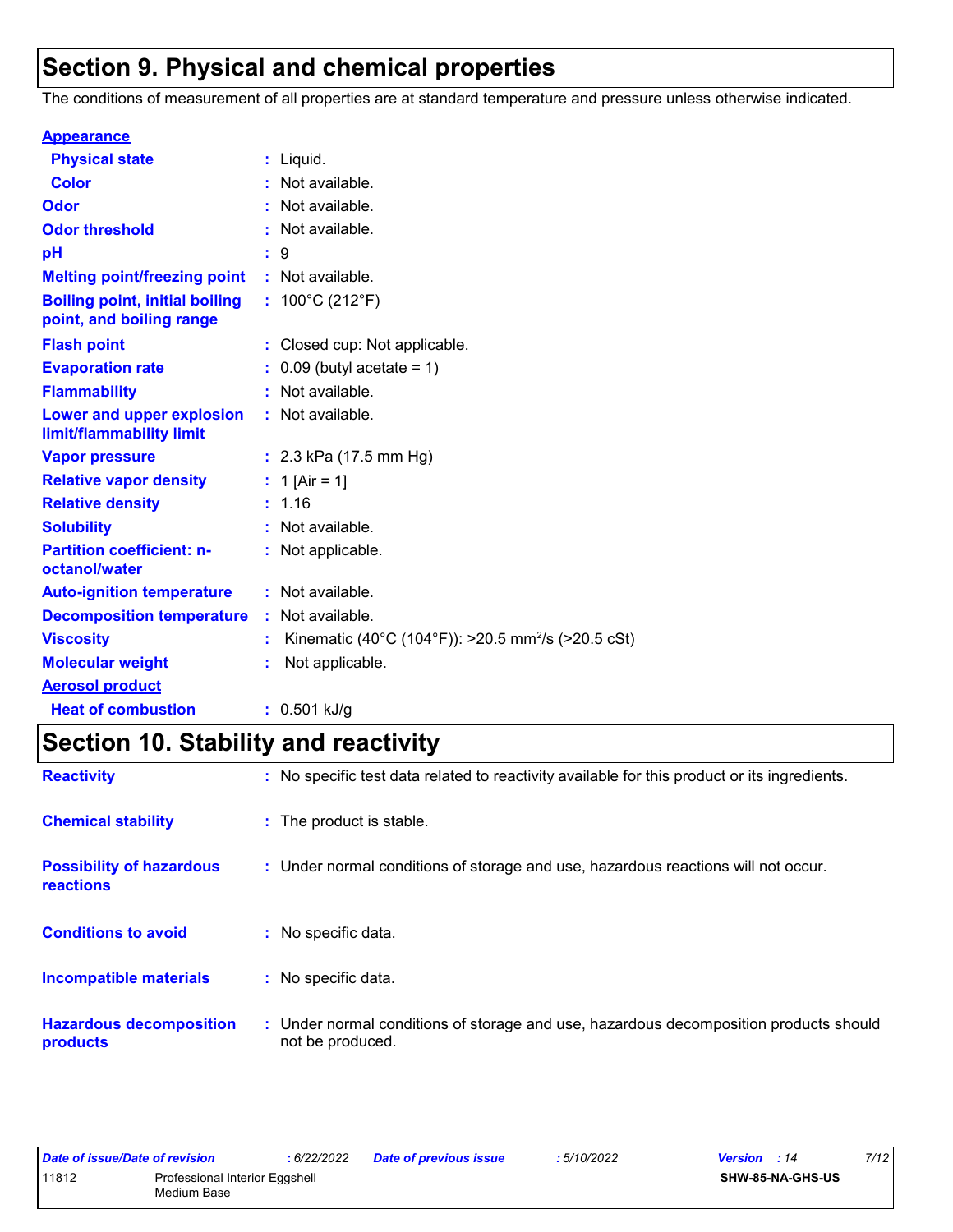# Section 9. Physical and chemical properties

The conditions of measurement of all properties are at standard temperature and pressure unless otherwise indicated.

**Appearance**

| | |
|---|---|
| **Physical state** | : Liquid. |
| **Color** | : Not available. |
| **Odor** | : Not available. |
| **Odor threshold** | : Not available. |
| **pH** | : 9 |
| **Melting point/freezing point** | : Not available. |
| **Boiling point, initial boiling point, and boiling range** | : 100°C (212°F) |
| **Flash point** | : Closed cup: Not applicable. |
| **Evaporation rate** | : 0.09 (butyl acetate = 1) |
| **Flammability** | : Not available. |
| **Lower and upper explosion limit/flammability limit** | : Not available. |
| **Vapor pressure** | : 2.3 kPa (17.5 mm Hg) |
| **Relative vapor density** | : 1 [Air = 1] |
| **Relative density** | : 1.16 |
| **Solubility** | : Not available. |
| **Partition coefficient: n-octanol/water** | : Not applicable. |
| **Auto-ignition temperature** | : Not available. |
| **Decomposition temperature** | : Not available. |
| **Viscosity** | : Kinematic (40°C (104°F)): >20.5 $mm^2/s$ (>20.5 cSt) |
| **Molecular weight** | : Not applicable. |

**Aerosol product**

| | |
|---|---|
| **Heat of combustion** | : 0.501 kJ/g |

# Section 10. Stability and reactivity

| | |
|---|---|
| **Reactivity** | : No specific test data related to reactivity available for this product or its ingredients. |
| **Chemical stability** | : The product is stable. |
| **Possibility of hazardous reactions** | : Under normal conditions of storage and use, hazardous reactions will not occur. |
| **Conditions to avoid** | : No specific data. |
| **Incompatible materials** | : No specific data. |
| **Hazardous decomposition products** | : Under normal conditions of storage and use, hazardous decomposition products should not be produced. |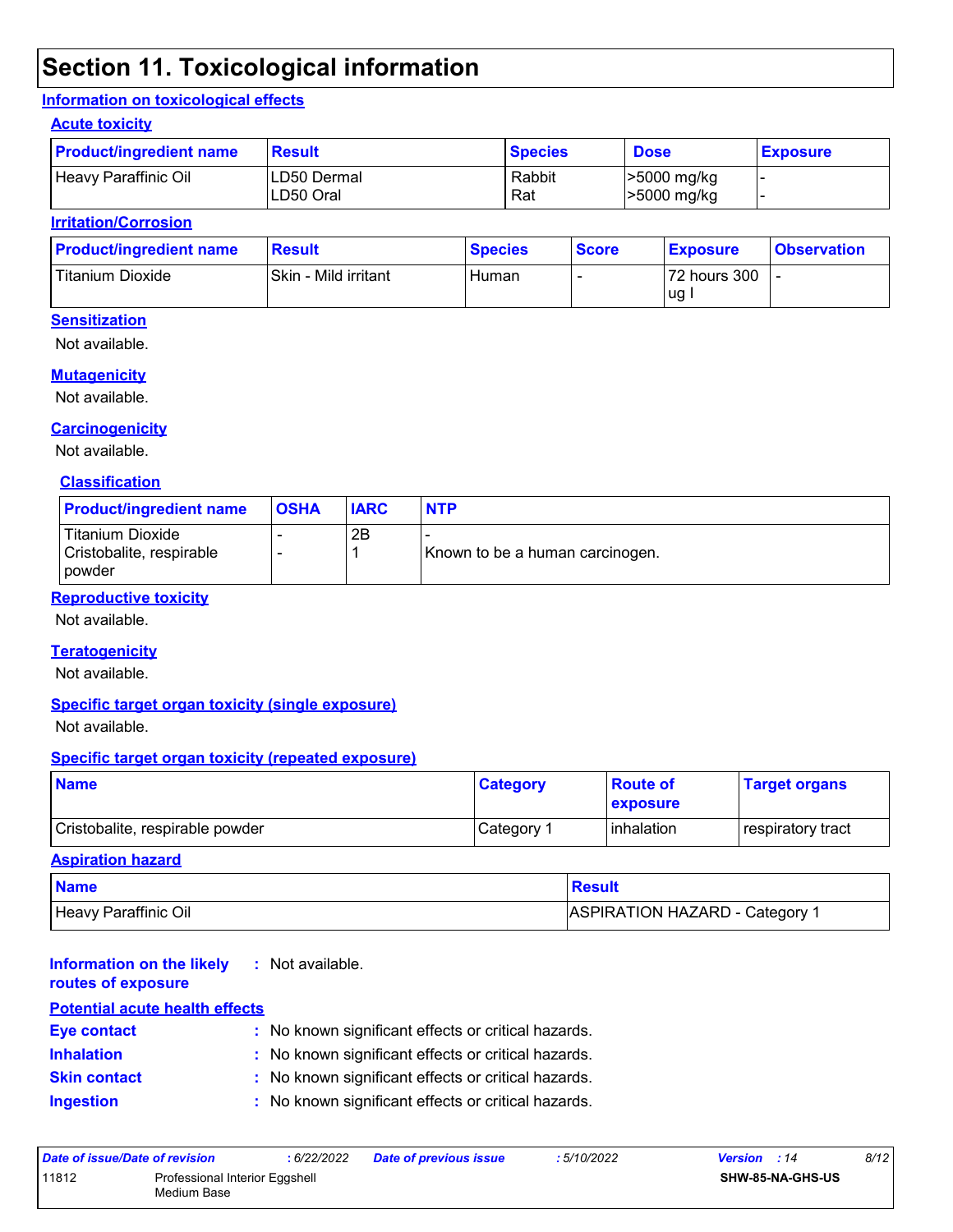# Section 11. Toxicological information

## Information on toxicological effects

### Acute toxicity

| Product/ingredient name | Result | Species | Dose | Exposure |
|---|---|---|---|---|
| Heavy Paraffinic Oil | LD50 Dermal<br>LD50 Oral | Rabbit<br>Rat | >5000 mg/kg<br>>5000 mg/kg | -<br>- |

### Irritation/Corrosion

| Product/ingredient name | Result | Species | Score | Exposure | Observation |
|---|---|---|---|---|---|
| Titanium Dioxide | Skin - Mild irritant | Human | - | 72 hours 300 ug I | - |

### Sensitization

Not available.

### Mutagenicity

Not available.

### Carcinogenicity

Not available.

#### Classification

| Product/ingredient name | OSHA | IARC | NTP |
|---|---|---|---|
| Titanium Dioxide | - | 2B | - |
| Cristobalite, respirable powder | - | 1 | Known to be a human carcinogen. |

### Reproductive toxicity

Not available.

### Teratogenicity

Not available.

### Specific target organ toxicity (single exposure)

Not available.

### Specific target organ toxicity (repeated exposure)

| Name | Category | Route of exposure | Target organs |
|---|---|---|---|
| Cristobalite, respirable powder | Category 1 | inhalation | respiratory tract |

### Aspiration hazard

| Name | Result |
|---|---|
| Heavy Paraffinic Oil | ASPIRATION HAZARD - Category 1 |

**Information on the likely routes of exposure** : Not available.

### Potential acute health effects

**Eye contact** : No known significant effects or critical hazards.

**Inhalation** : No known significant effects or critical hazards.

**Skin contact** : No known significant effects or critical hazards.

**Ingestion** : No known significant effects or critical hazards.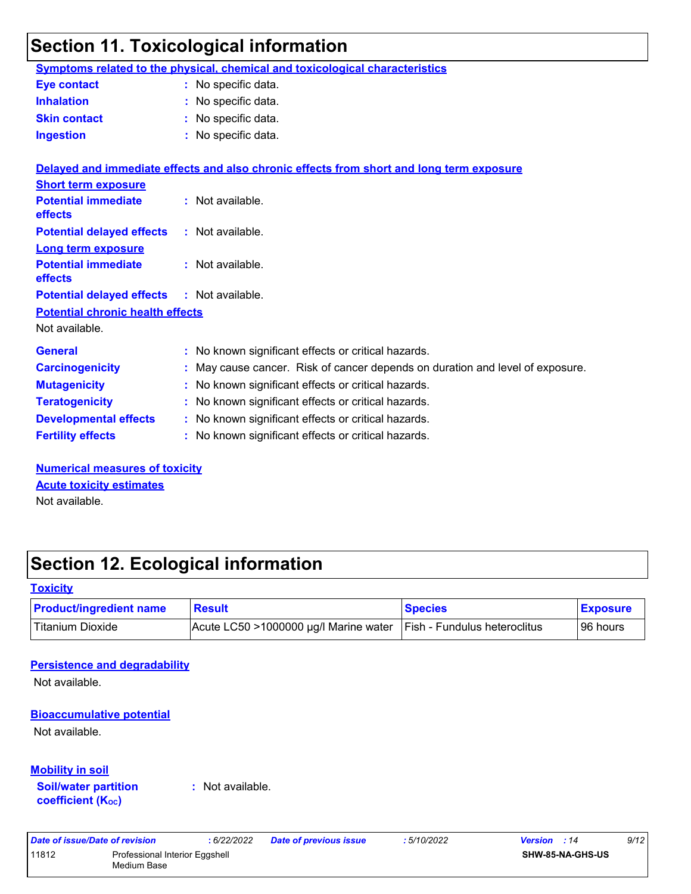# Section 11. Toxicological information

**Symptoms related to the physical, chemical and toxicological characteristics**

**Eye contact** : No specific data.

**Inhalation** : No specific data.

**Skin contact** : No specific data.

**Ingestion** : No specific data.

**Delayed and immediate effects and also chronic effects from short and long term exposure**

**Short term exposure**

**Potential immediate effects** : Not available.

**Potential delayed effects** : Not available.

**Long term exposure**

**Potential immediate effects** : Not available.

**Potential delayed effects** : Not available.

**Potential chronic health effects**

Not available.

**General** : No known significant effects or critical hazards.

**Carcinogenicity** : May cause cancer. Risk of cancer depends on duration and level of exposure.

**Mutagenicity** : No known significant effects or critical hazards.

**Teratogenicity** : No known significant effects or critical hazards.

**Developmental effects** : No known significant effects or critical hazards.

**Fertility effects** : No known significant effects or critical hazards.

**Numerical measures of toxicity**

**Acute toxicity estimates**

Not available.

# Section 12. Ecological information

**Toxicity**

| Product/ingredient name | Result | Species | Exposure |
|---|---|---|---|
| Titanium Dioxide | Acute LC50 >1000000 µg/l Marine water | Fish - Fundulus heteroclitus | 96 hours |

**Persistence and degradability**

Not available.

**Bioaccumulative potential**

Not available.

**Mobility in soil**

**Soil/water partition coefficient ($K_{OC}$)** : Not available.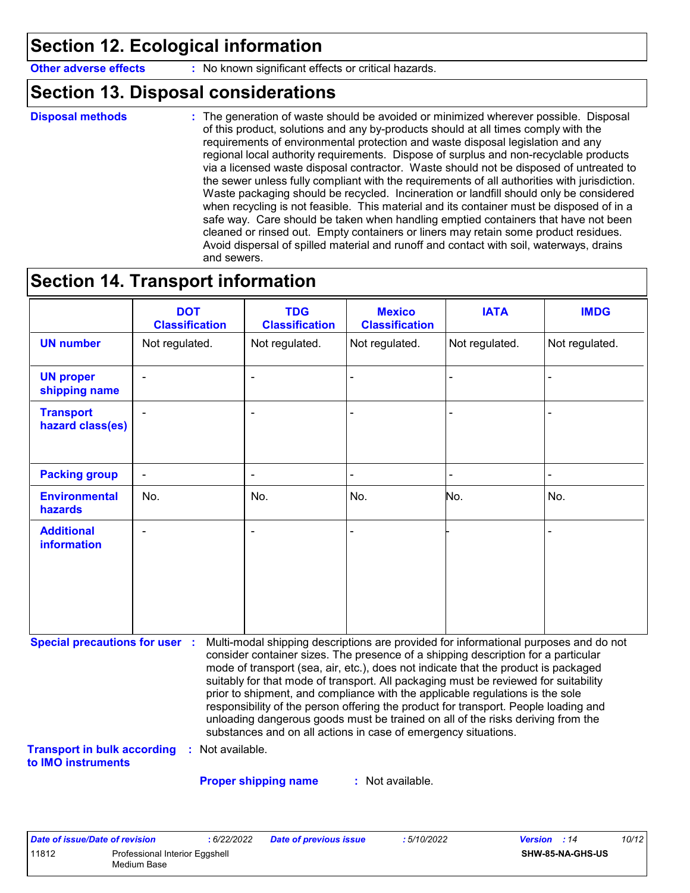## Section 12. Ecological information

**Other adverse effects** : No known significant effects or critical hazards.

## Section 13. Disposal considerations

**Disposal methods** : The generation of waste should be avoided or minimized wherever possible. Disposal of this product, solutions and any by-products should at all times comply with the requirements of environmental protection and waste disposal legislation and any regional local authority requirements. Dispose of surplus and non-recyclable products via a licensed waste disposal contractor. Waste should not be disposed of untreated to the sewer unless fully compliant with the requirements of all authorities with jurisdiction. Waste packaging should be recycled. Incineration or landfill should only be considered when recycling is not feasible. This material and its container must be disposed of in a safe way. Care should be taken when handling emptied containers that have not been cleaned or rinsed out. Empty containers or liners may retain some product residues. Avoid dispersal of spilled material and runoff and contact with soil, waterways, drains and sewers.

## Section 14. Transport information

| | DOT Classification | TDG Classification | Mexico Classification | IATA | IMDG |
|---|---|---|---|---|---|
| **UN number** | Not regulated. | Not regulated. | Not regulated. | Not regulated. | Not regulated. |
| **UN proper shipping name** | - | - | - | - | - |
| **Transport hazard class(es)** | - | - | - | - | - |
| **Packing group** | - | - | - | - | - |
| **Environmental hazards** | No. | No. | No. | No. | No. |
| **Additional information** | - | - | - | - | - |

**Special precautions for user** : Multi-modal shipping descriptions are provided for informational purposes and do not consider container sizes. The presence of a shipping description for a particular mode of transport (sea, air, etc.), does not indicate that the product is packaged suitably for that mode of transport. All packaging must be reviewed for suitability prior to shipment, and compliance with the applicable regulations is the sole responsibility of the person offering the product for transport. People loading and unloading dangerous goods must be trained on all of the risks deriving from the substances and on all actions in case of emergency situations.

**Transport in bulk according to IMO instruments** : Not available.

**Proper shipping name** : Not available.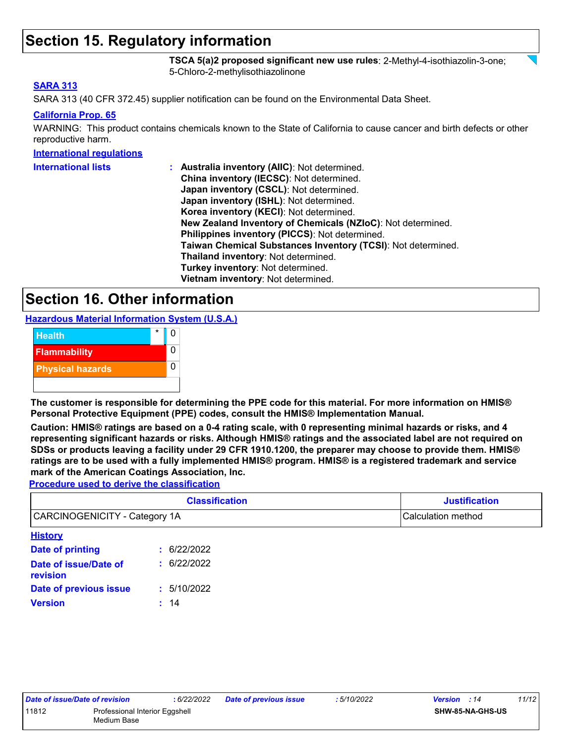## Section 15. Regulatory information

**TSCA 5(a)2 proposed significant new use rules**: 2-Methyl-4-isothiazolin-3-one; 5-Chloro-2-methylisothiazolinone

### SARA 313

SARA 313 (40 CFR 372.45) supplier notification can be found on the Environmental Data Sheet.

### California Prop. 65

WARNING: This product contains chemicals known to the State of California to cause cancer and birth defects or other reproductive harm.

### International regulations

**International lists** :
- **Australia inventory (AIIC)**: Not determined.
- **China inventory (IECSC)**: Not determined.
- **Japan inventory (CSCL)**: Not determined.
- **Japan inventory (ISHL)**: Not determined.
- **Korea inventory (KECI)**: Not determined.
- **New Zealand Inventory of Chemicals (NZIoC)**: Not determined.
- **Philippines inventory (PICCS)**: Not determined.
- **Taiwan Chemical Substances Inventory (TCSI)**: Not determined.
- **Thailand inventory**: Not determined.
- **Turkey inventory**: Not determined.
- **Vietnam inventory**: Not determined.

## Section 16. Other information

### Hazardous Material Information System (U.S.A.)

| | | |
|---|---|---|
| Health | * | 0 |
| Flammability | | 0 |
| Physical hazards | | 0 |
| | | |

**The customer is responsible for determining the PPE code for this material. For more information on HMIS® Personal Protective Equipment (PPE) codes, consult the HMIS® Implementation Manual.**

**Caution: HMIS® ratings are based on a 0-4 rating scale, with 0 representing minimal hazards or risks, and 4 representing significant hazards or risks. Although HMIS® ratings and the associated label are not required on SDSs or products leaving a facility under 29 CFR 1910.1200, the preparer may choose to provide them. HMIS® ratings are to be used with a fully implemented HMIS® program. HMIS® is a registered trademark and service mark of the American Coatings Association, Inc.**

### Procedure used to derive the classification

| Classification | Justification |
|---|---|
| CARCINOGENICITY - Category 1A | Calculation method |

### History

**Date of printing** : 6/22/2022

**Date of issue/Date of revision** : 6/22/2022

**Date of previous issue** : 5/10/2022

**Version** : 14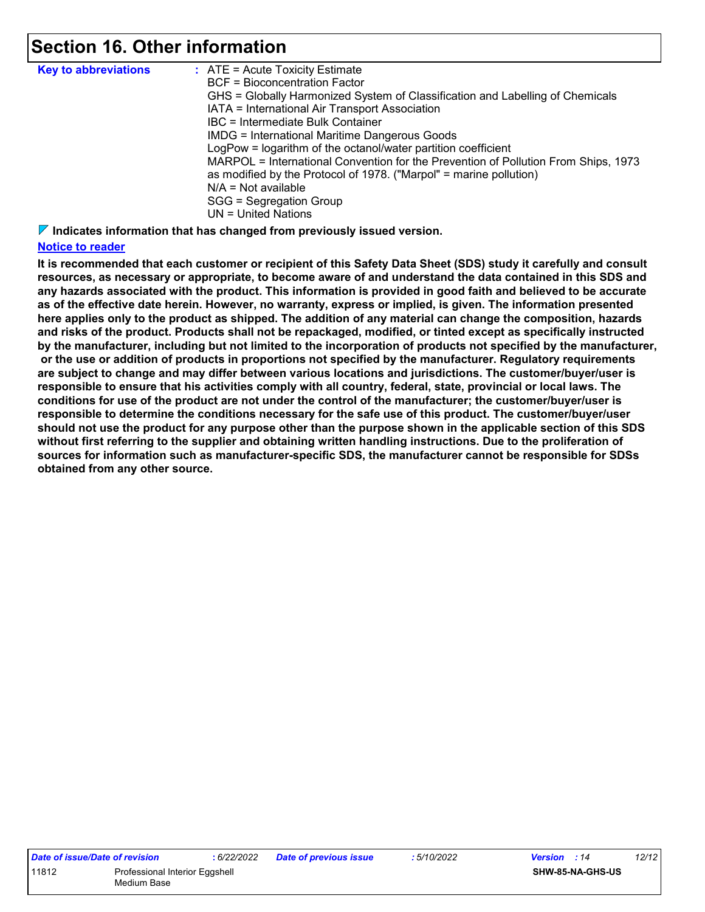## Section 16. Other information

**Key to abbreviations** : ATE = Acute Toxicity Estimate
BCF = Bioconcentration Factor
GHS = Globally Harmonized System of Classification and Labelling of Chemicals
IATA = International Air Transport Association
IBC = Intermediate Bulk Container
IMDG = International Maritime Dangerous Goods
LogPow = logarithm of the octanol/water partition coefficient
MARPOL = International Convention for the Prevention of Pollution From Ships, 1973 as modified by the Protocol of 1978. ("Marpol" = marine pollution)
N/A = Not available
SGG = Segregation Group
UN = United Nations

**Indicates information that has changed from previously issued version.**

**Notice to reader**

**It is recommended that each customer or recipient of this Safety Data Sheet (SDS) study it carefully and consult resources, as necessary or appropriate, to become aware of and understand the data contained in this SDS and any hazards associated with the product. This information is provided in good faith and believed to be accurate as of the effective date herein. However, no warranty, express or implied, is given. The information presented here applies only to the product as shipped. The addition of any material can change the composition, hazards and risks of the product. Products shall not be repackaged, modified, or tinted except as specifically instructed by the manufacturer, including but not limited to the incorporation of products not specified by the manufacturer, or the use or addition of products in proportions not specified by the manufacturer. Regulatory requirements are subject to change and may differ between various locations and jurisdictions. The customer/buyer/user is responsible to ensure that his activities comply with all country, federal, state, provincial or local laws. The conditions for use of the product are not under the control of the manufacturer; the customer/buyer/user is responsible to determine the conditions necessary for the safe use of this product. The customer/buyer/user should not use the product for any purpose other than the purpose shown in the applicable section of this SDS without first referring to the supplier and obtaining written handling instructions. Due to the proliferation of sources for information such as manufacturer-specific SDS, the manufacturer cannot be responsible for SDSs obtained from any other source.**